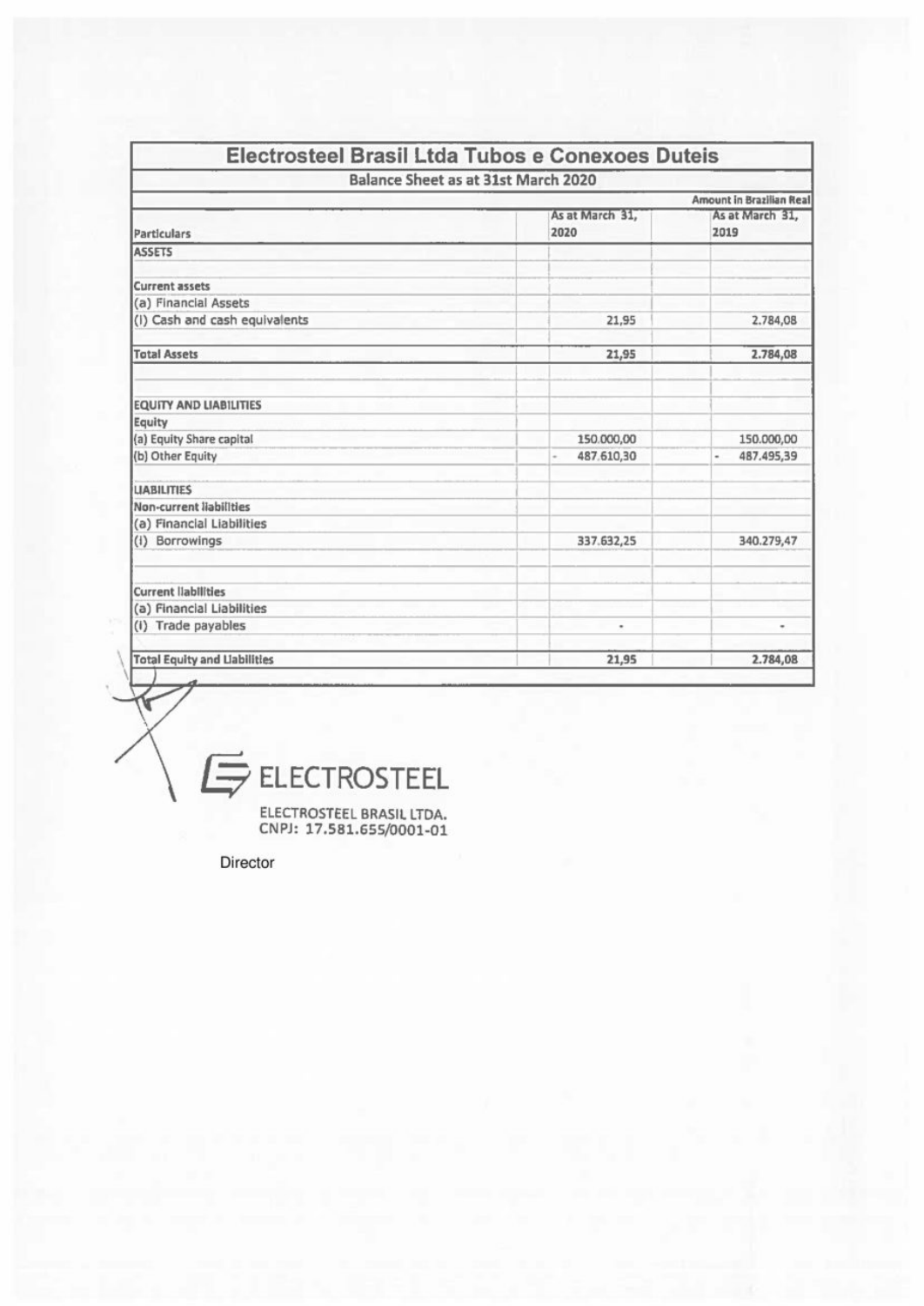# Electrosteel Brasil Ltda Tubos e Conexoes Duteis

## Balance Sheet as at 31st March 2020

Amount in Brazilian Real

| Particulars | As at March 31, 2020 | As at March 31, 2019 |
|---|---|---|
| **ASSETS** | | |
| | | |
| **Current assets** | | |
| (a) Financial Assets | | |
| (i) Cash and cash equivalents | 21,95 | 2.784,08 |
| | | |
| **Total Assets** | 21,95 | 2.784,08 |
| | | |
| **EQUITY AND LIABILITIES** | | |
| **Equity** | | |
| (a) Equity Share capital | 150.000,00 | 150.000,00 |
| (b) Other Equity | - 487.610,30 | - 487.495,39 |
| | | |
| **LIABILITIES** | | |
| **Non-current liabilities** | | |
| (a) Financial Liabilities | | |
| (i) Borrowings | 337.632,25 | 340.279,47 |
| | | |
| **Current liabilities** | | |
| (a) Financial Liabilities | | |
| (i) Trade payables | - | - |
| | | |
| **Total Equity and Liabilities** | 21,95 | 2.784,08 |

ELECTROSTEEL

ELECTROSTEEL BRASIL LTDA.
CNPJ: 17.581.655/0001-01

Director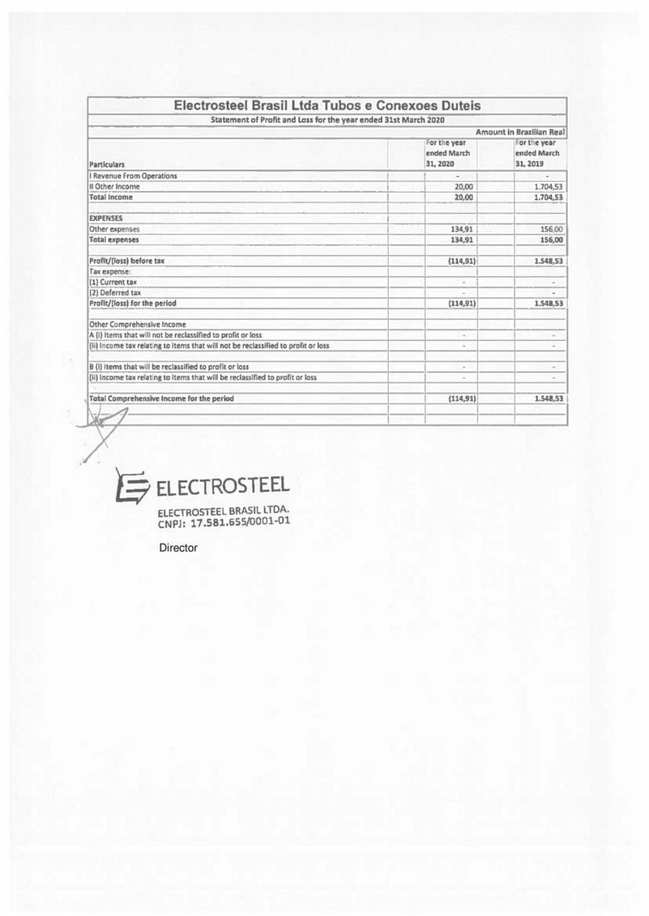# Electrosteel Brasil Ltda Tubos e Conexoes Duteis

## Statement of Profit and Loss for the year ended 31st March 2020

Amount in Brazilian Real

| Particulars | For the year ended March 31, 2020 | For the year ended March 31, 2019 |
|---|---|---|
| I Revenue From Operations | - | - |
| II Other Income | 20,00 | 1.704,53 |
| **Total Income** | **20,00** | **1.704,53** |
| | | |
| **EXPENSES** | | |
| Other expenses | 134,91 | 156,00 |
| **Total expenses** | **134,91** | **156,00** |
| | | |
| **Profit/(loss) before tax** | **(114,91)** | **1.548,53** |
| Tax expense: | | |
| (1) Current tax | - | - |
| (2) Deferred tax | - | - |
| **Profit/(loss) for the period** | **(114,91)** | **1.548,53** |
| | | |
| Other Comprehensive Income | | |
| A (i) Items that will not be reclassified to profit or loss | - | - |
| (ii) Income tax relating to items that will not be reclassified to profit or loss | - | - |
| | | |
| B (i) Items that will be reclassified to profit or loss | - | - |
| (ii) Income tax relating to items that will be reclassified to profit or loss | - | - |
| | | |
| **Total Comprehensive Income for the period** | **(114,91)** | **1.548,53** |

ELECTROSTEEL

ELECTROSTEEL BRASIL LTDA.
CNPJ: 17.581.655/0001-01

Director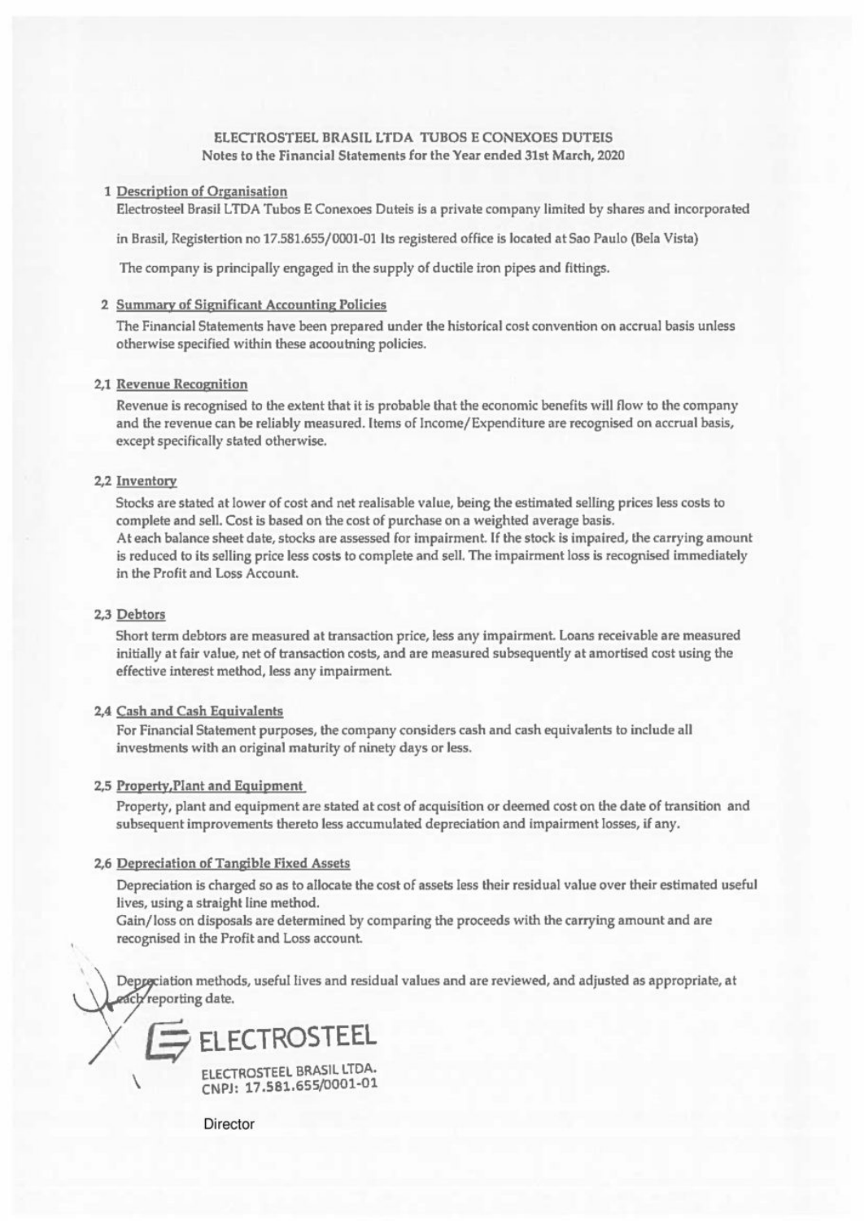ELECTROSTEEL BRASIL LTDA TUBOS E CONEXOES DUTEIS

Notes to the Financial Statements for the Year ended 31st March, 2020

## 1 Description of Organisation

Electrosteel Brasil LTDA Tubos E Conexoes Duteis is a private company limited by shares and incorporated in Brasil, Registertion no 17.581.655/0001-01 Its registered office is located at Sao Paulo (Bela Vista)

The company is principally engaged in the supply of ductile iron pipes and fittings.

## 2 Summary of Significant Accounting Policies

The Financial Statements have been prepared under the historical cost convention on accrual basis unless otherwise specified within these acooutning policies.

### 2,1 Revenue Recognition

Revenue is recognised to the extent that it is probable that the economic benefits will flow to the company and the revenue can be reliably measured. Items of Income/Expenditure are recognised on accrual basis, except specifically stated otherwise.

### 2,2 Inventory

Stocks are stated at lower of cost and net realisable value, being the estimated selling prices less costs to complete and sell. Cost is based on the cost of purchase on a weighted average basis.

At each balance sheet date, stocks are assessed for impairment. If the stock is impaired, the carrying amount is reduced to its selling price less costs to complete and sell. The impairment loss is recognised immediately in the Profit and Loss Account.

### 2,3 Debtors

Short term debtors are measured at transaction price, less any impairment. Loans receivable are measured initially at fair value, net of transaction costs, and are measured subsequently at amortised cost using the effective interest method, less any impairment.

### 2,4 Cash and Cash Equivalents

For Financial Statement purposes, the company considers cash and cash equivalents to include all investments with an original maturity of ninety days or less.

### 2,5 Property,Plant and Equipment

Property, plant and equipment are stated at cost of acquisition or deemed cost on the date of transition and subsequent improvements thereto less accumulated depreciation and impairment losses, if any.

### 2,6 Depreciation of Tangible Fixed Assets

Depreciation is charged so as to allocate the cost of assets less their residual value over their estimated useful lives, using a straight line method.

Gain/loss on disposals are determined by comparing the proceeds with the carrying amount and are recognised in the Profit and Loss account.

Depreciation methods, useful lives and residual values and are reviewed, and adjusted as appropriate, at each reporting date.

ELECTROSTEEL

ELECTROSTEEL BRASIL LTDA.
CNPJ: 17.581.655/0001-01

Director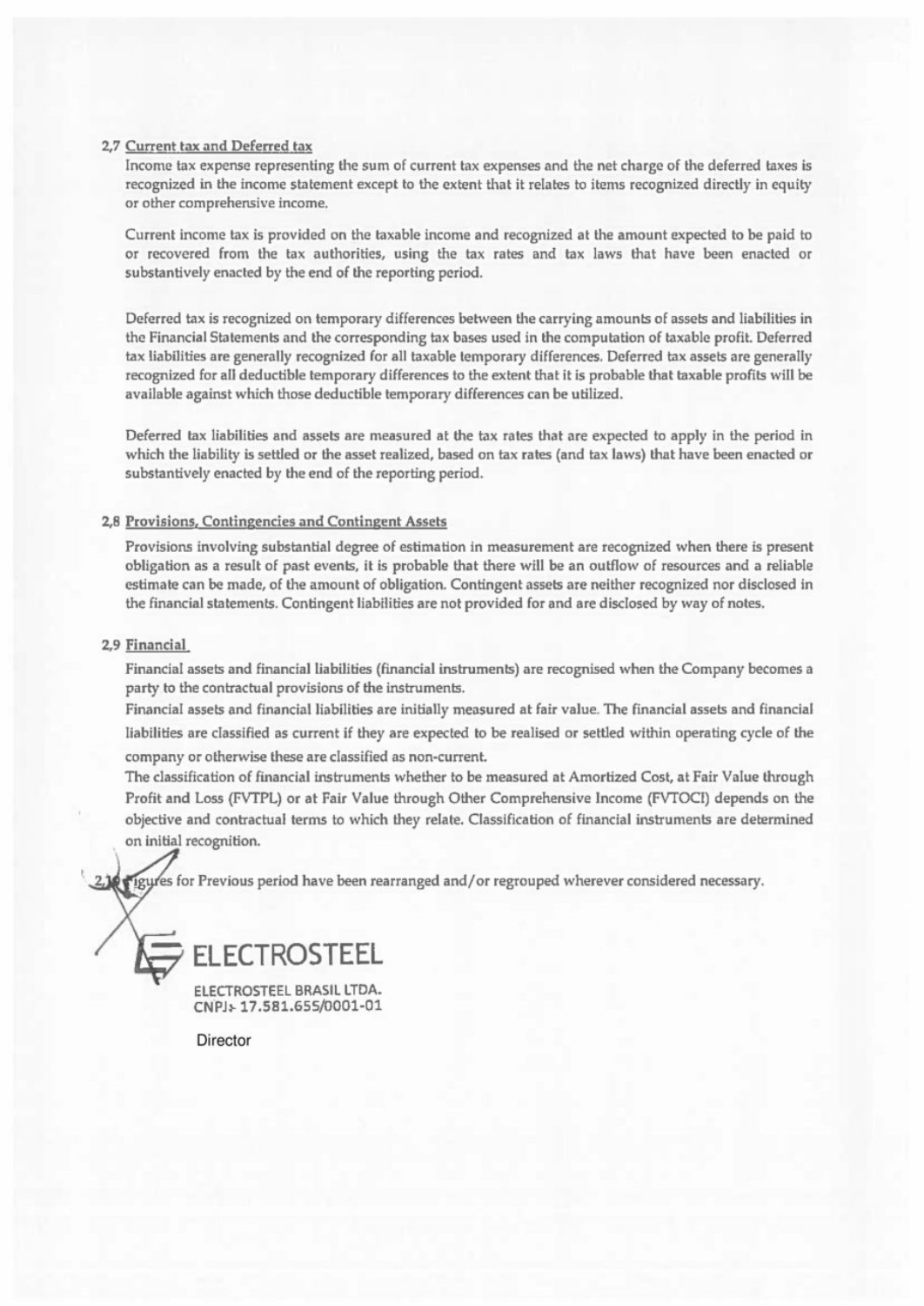### 2,7 Current tax and Deferred tax

Income tax expense representing the sum of current tax expenses and the net charge of the deferred taxes is recognized in the income statement except to the extent that it relates to items recognized directly in equity or other comprehensive income.

Current income tax is provided on the taxable income and recognized at the amount expected to be paid to or recovered from the tax authorities, using the tax rates and tax laws that have been enacted or substantively enacted by the end of the reporting period.

Deferred tax is recognized on temporary differences between the carrying amounts of assets and liabilities in the Financial Statements and the corresponding tax bases used in the computation of taxable profit. Deferred tax liabilities are generally recognized for all taxable temporary differences. Deferred tax assets are generally recognized for all deductible temporary differences to the extent that it is probable that taxable profits will be available against which those deductible temporary differences can be utilized.

Deferred tax liabilities and assets are measured at the tax rates that are expected to apply in the period in which the liability is settled or the asset realized, based on tax rates (and tax laws) that have been enacted or substantively enacted by the end of the reporting period.

### 2,8 Provisions, Contingencies and Contingent Assets

Provisions involving substantial degree of estimation in measurement are recognized when there is present obligation as a result of past events, it is probable that there will be an outflow of resources and a reliable estimate can be made, of the amount of obligation. Contingent assets are neither recognized nor disclosed in the financial statements. Contingent liabilities are not provided for and are disclosed by way of notes.

### 2,9 Financial

Financial assets and financial liabilities (financial instruments) are recognised when the Company becomes a party to the contractual provisions of the instruments.

Financial assets and financial liabilities are initially measured at fair value. The financial assets and financial liabilities are classified as current if they are expected to be realised or settled within operating cycle of the company or otherwise these are classified as non-current.

The classification of financial instruments whether to be measured at Amortized Cost, at Fair Value through Profit and Loss (FVTPL) or at Fair Value through Other Comprehensive Income (FVTOCI) depends on the objective and contractual terms to which they relate. Classification of financial instruments are determined on initial recognition.

2,10 Figures for Previous period have been rearranged and/or regrouped wherever considered necessary.

ELECTROSTEEL

ELECTROSTEEL BRASIL LTDA.
CNPJ: 17.581.655/0001-01

Director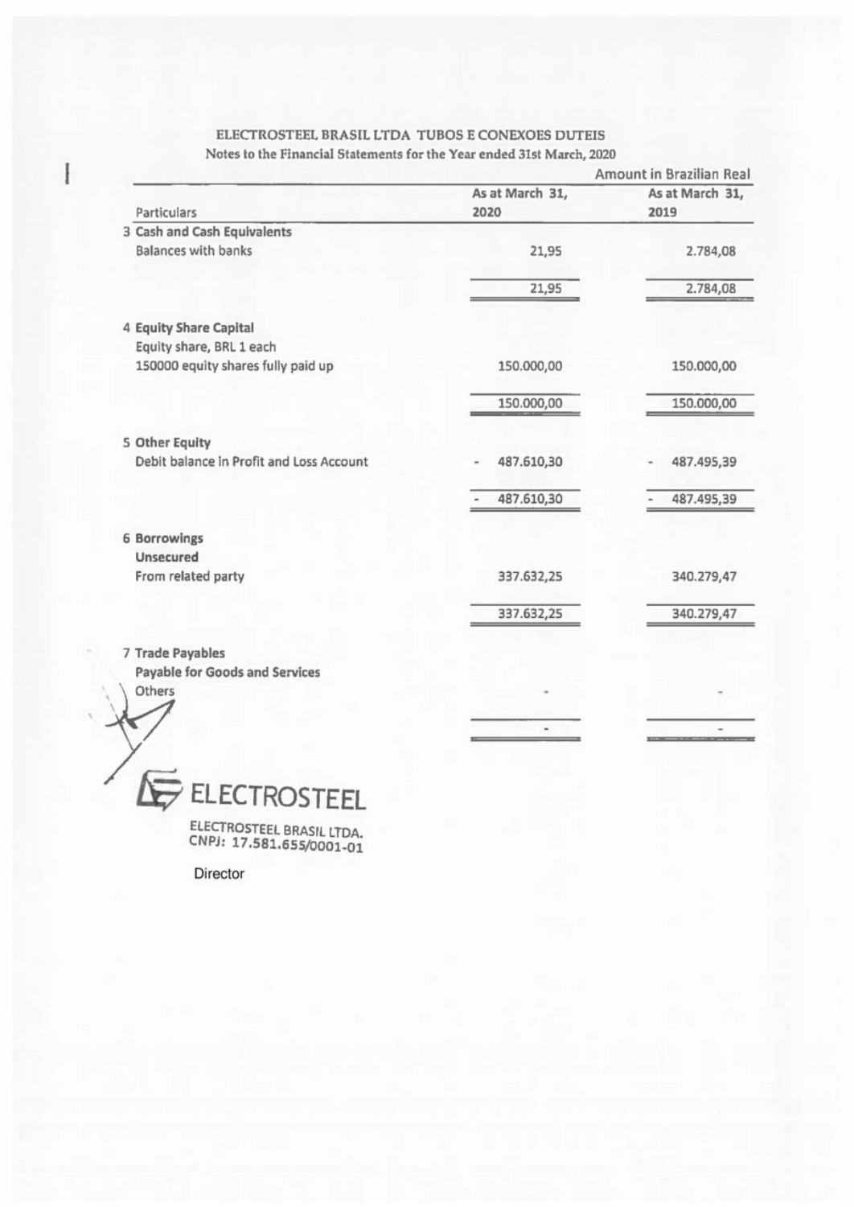ELECTROSTEEL BRASIL LTDA TUBOS E CONEXOES DUTEIS

Notes to the Financial Statements for the Year ended 31st March, 2020

Amount in Brazilian Real

| Particulars | As at March 31, 2020 | As at March 31, 2019 |
|---|---|---|
| **3 Cash and Cash Equivalents** | | |
| Balances with banks | 21,95 | 2.784,08 |
| | 21,95 | 2.784,08 |
| **4 Equity Share Capital** | | |
| Equity share, BRL 1 each | | |
| 150000 equity shares fully paid up | 150.000,00 | 150.000,00 |
| | 150.000,00 | 150.000,00 |
| **5 Other Equity** | | |
| Debit balance in Profit and Loss Account | - 487.610,30 | - 487.495,39 |
| | - 487.610,30 | - 487.495,39 |
| **6 Borrowings** | | |
| **Unsecured** | | |
| From related party | 337.632,25 | 340.279,47 |
| | 337.632,25 | 340.279,47 |
| **7 Trade Payables** | | |
| **Payable for Goods and Services** | | |
| Others | - | - |
| | - | - |

ELECTROSTEEL

ELECTROSTEEL BRASIL LTDA.
CNPJ: 17.581.655/0001-01

Director